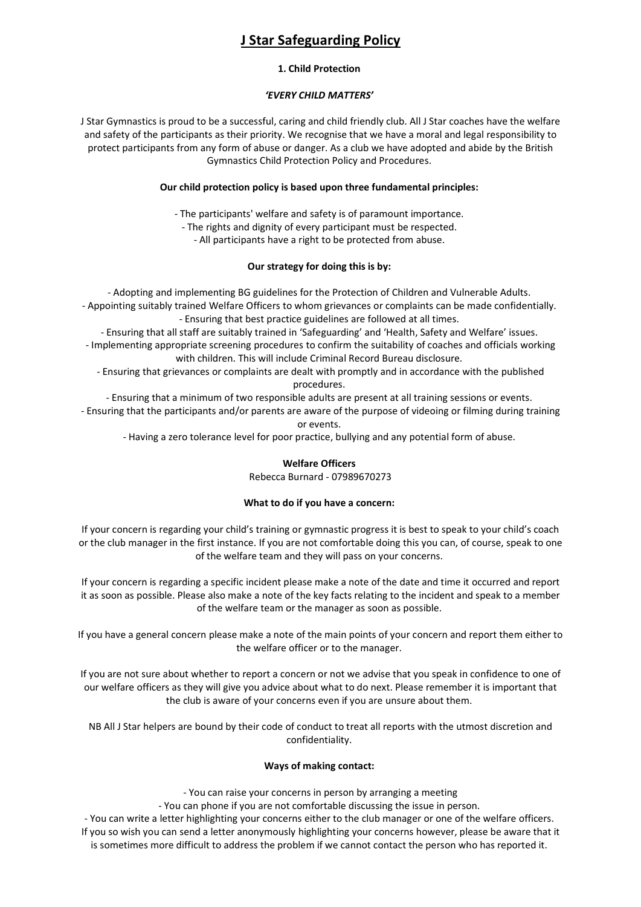# J Star Safeguarding Policy

## 1. Child Protection

***'EVERY CHILD MATTERS'***

J Star Gymnastics is proud to be a successful, caring and child friendly club. All J Star coaches have the welfare and safety of the participants as their priority. We recognise that we have a moral and legal responsibility to protect participants from any form of abuse or danger. As a club we have adopted and abide by the British Gymnastics Child Protection Policy and Procedures.

**Our child protection policy is based upon three fundamental principles:**

- The participants' welfare and safety is of paramount importance.
- The rights and dignity of every participant must be respected.
- All participants have a right to be protected from abuse.

**Our strategy for doing this is by:**

- Adopting and implementing BG guidelines for the Protection of Children and Vulnerable Adults.
- Appointing suitably trained Welfare Officers to whom grievances or complaints can be made confidentially.
- Ensuring that best practice guidelines are followed at all times.
- Ensuring that all staff are suitably trained in 'Safeguarding' and 'Health, Safety and Welfare' issues.
- Implementing appropriate screening procedures to confirm the suitability of coaches and officials working with children. This will include Criminal Record Bureau disclosure.
- Ensuring that grievances or complaints are dealt with promptly and in accordance with the published procedures.
- Ensuring that a minimum of two responsible adults are present at all training sessions or events.
- Ensuring that the participants and/or parents are aware of the purpose of videoing or filming during training or events.
- Having a zero tolerance level for poor practice, bullying and any potential form of abuse.

**Welfare Officers**

Rebecca Burnard - 07989670273

**What to do if you have a concern:**

If your concern is regarding your child's training or gymnastic progress it is best to speak to your child's coach or the club manager in the first instance. If you are not comfortable doing this you can, of course, speak to one of the welfare team and they will pass on your concerns.

If your concern is regarding a specific incident please make a note of the date and time it occurred and report it as soon as possible. Please also make a note of the key facts relating to the incident and speak to a member of the welfare team or the manager as soon as possible.

If you have a general concern please make a note of the main points of your concern and report them either to the welfare officer or to the manager.

If you are not sure about whether to report a concern or not we advise that you speak in confidence to one of our welfare officers as they will give you advice about what to do next. Please remember it is important that the club is aware of your concerns even if you are unsure about them.

NB All J Star helpers are bound by their code of conduct to treat all reports with the utmost discretion and confidentiality.

**Ways of making contact:**

- You can raise your concerns in person by arranging a meeting
- You can phone if you are not comfortable discussing the issue in person.
- You can write a letter highlighting your concerns either to the club manager or one of the welfare officers. If you so wish you can send a letter anonymously highlighting your concerns however, please be aware that it is sometimes more difficult to address the problem if we cannot contact the person who has reported it.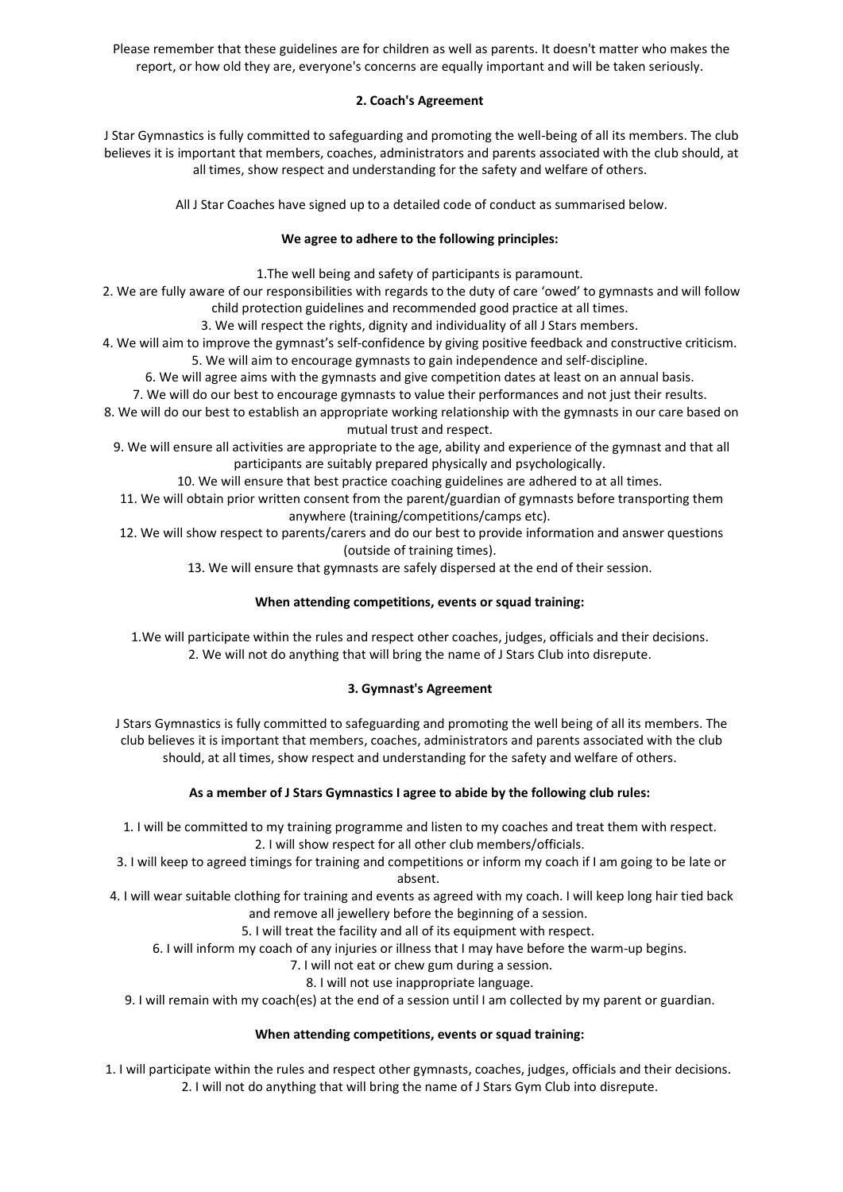Please remember that these guidelines are for children as well as parents. It doesn't matter who makes the report, or how old they are, everyone's concerns are equally important and will be taken seriously.

## 2. Coach's Agreement

J Star Gymnastics is fully committed to safeguarding and promoting the well-being of all its members. The club believes it is important that members, coaches, administrators and parents associated with the club should, at all times, show respect and understanding for the safety and welfare of others.

All J Star Coaches have signed up to a detailed code of conduct as summarised below.

**We agree to adhere to the following principles:**

1.The well being and safety of participants is paramount.
2. We are fully aware of our responsibilities with regards to the duty of care 'owed' to gymnasts and will follow child protection guidelines and recommended good practice at all times.
3. We will respect the rights, dignity and individuality of all J Stars members.
4. We will aim to improve the gymnast's self-confidence by giving positive feedback and constructive criticism.
5. We will aim to encourage gymnasts to gain independence and self-discipline.
6. We will agree aims with the gymnasts and give competition dates at least on an annual basis.
7. We will do our best to encourage gymnasts to value their performances and not just their results.
8. We will do our best to establish an appropriate working relationship with the gymnasts in our care based on mutual trust and respect.
9. We will ensure all activities are appropriate to the age, ability and experience of the gymnast and that all participants are suitably prepared physically and psychologically.
10. We will ensure that best practice coaching guidelines are adhered to at all times.
11. We will obtain prior written consent from the parent/guardian of gymnasts before transporting them anywhere (training/competitions/camps etc).
12. We will show respect to parents/carers and do our best to provide information and answer questions (outside of training times).
13. We will ensure that gymnasts are safely dispersed at the end of their session.

**When attending competitions, events or squad training:**

1.We will participate within the rules and respect other coaches, judges, officials and their decisions.
2. We will not do anything that will bring the name of J Stars Club into disrepute.

## 3. Gymnast's Agreement

J Stars Gymnastics is fully committed to safeguarding and promoting the well being of all its members. The club believes it is important that members, coaches, administrators and parents associated with the club should, at all times, show respect and understanding for the safety and welfare of others.

**As a member of J Stars Gymnastics I agree to abide by the following club rules:**

1. I will be committed to my training programme and listen to my coaches and treat them with respect.
2. I will show respect for all other club members/officials.
3. I will keep to agreed timings for training and competitions or inform my coach if I am going to be late or absent.
4. I will wear suitable clothing for training and events as agreed with my coach. I will keep long hair tied back and remove all jewellery before the beginning of a session.
5. I will treat the facility and all of its equipment with respect.
6. I will inform my coach of any injuries or illness that I may have before the warm-up begins.
7. I will not eat or chew gum during a session.
8. I will not use inappropriate language.
9. I will remain with my coach(es) at the end of a session until I am collected by my parent or guardian.

**When attending competitions, events or squad training:**

1. I will participate within the rules and respect other gymnasts, coaches, judges, officials and their decisions.
2. I will not do anything that will bring the name of J Stars Gym Club into disrepute.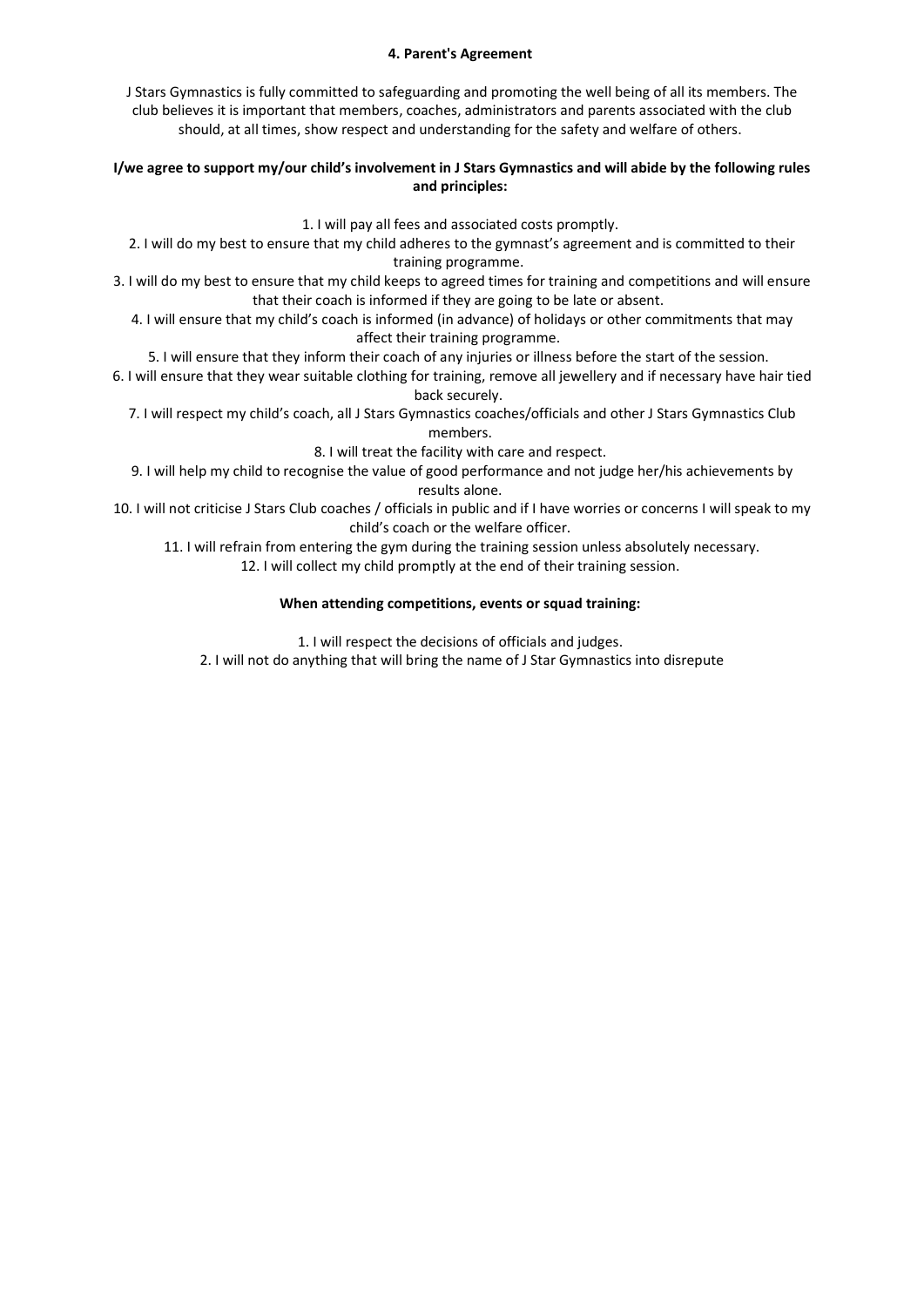## 4. Parent's Agreement

J Stars Gymnastics is fully committed to safeguarding and promoting the well being of all its members. The club believes it is important that members, coaches, administrators and parents associated with the club should, at all times, show respect and understanding for the safety and welfare of others.

**I/we agree to support my/our child's involvement in J Stars Gymnastics and will abide by the following rules and principles:**

1. I will pay all fees and associated costs promptly.
2. I will do my best to ensure that my child adheres to the gymnast's agreement and is committed to their training programme.
3. I will do my best to ensure that my child keeps to agreed times for training and competitions and will ensure that their coach is informed if they are going to be late or absent.
4. I will ensure that my child's coach is informed (in advance) of holidays or other commitments that may affect their training programme.
5. I will ensure that they inform their coach of any injuries or illness before the start of the session.
6. I will ensure that they wear suitable clothing for training, remove all jewellery and if necessary have hair tied back securely.
7. I will respect my child's coach, all J Stars Gymnastics coaches/officials and other J Stars Gymnastics Club members.
8. I will treat the facility with care and respect.
9. I will help my child to recognise the value of good performance and not judge her/his achievements by results alone.
10. I will not criticise J Stars Club coaches / officials in public and if I have worries or concerns I will speak to my child's coach or the welfare officer.
11. I will refrain from entering the gym during the training session unless absolutely necessary.
12. I will collect my child promptly at the end of their training session.

**When attending competitions, events or squad training:**

1. I will respect the decisions of officials and judges.
2. I will not do anything that will bring the name of J Star Gymnastics into disrepute